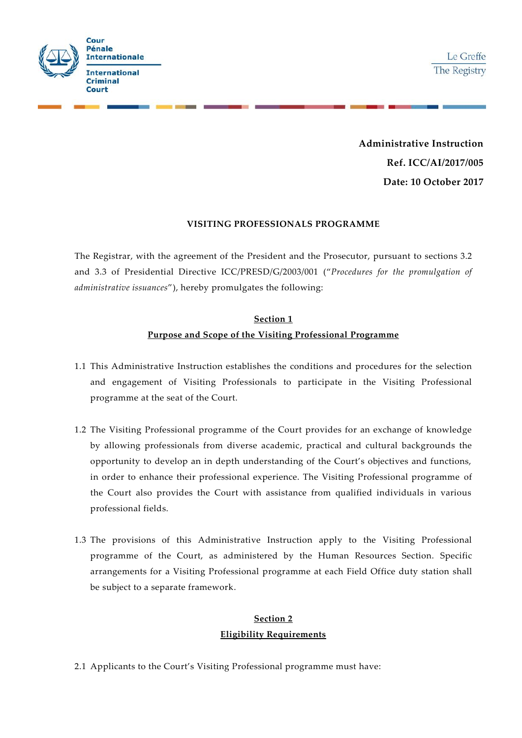Cour Pénale Internationale

International Criminal Court

Le Greffe
The Registry

**Administrative Instruction**

**Ref. ICC/AI/2017/005**

**Date: 10 October 2017**

## VISITING PROFESSIONALS PROGRAMME

The Registrar, with the agreement of the President and the Prosecutor, pursuant to sections 3.2 and 3.3 of Presidential Directive ICC/PRESD/G/2003/001 ("*Procedures for the promulgation of administrative issuances*"), hereby promulgates the following:

### Section 1
### Purpose and Scope of the Visiting Professional Programme

1.1 This Administrative Instruction establishes the conditions and procedures for the selection and engagement of Visiting Professionals to participate in the Visiting Professional programme at the seat of the Court.

1.2 The Visiting Professional programme of the Court provides for an exchange of knowledge by allowing professionals from diverse academic, practical and cultural backgrounds the opportunity to develop an in depth understanding of the Court's objectives and functions, in order to enhance their professional experience. The Visiting Professional programme of the Court also provides the Court with assistance from qualified individuals in various professional fields.

1.3 The provisions of this Administrative Instruction apply to the Visiting Professional programme of the Court, as administered by the Human Resources Section. Specific arrangements for a Visiting Professional programme at each Field Office duty station shall be subject to a separate framework.

### Section 2
### Eligibility Requirements

2.1 Applicants to the Court's Visiting Professional programme must have: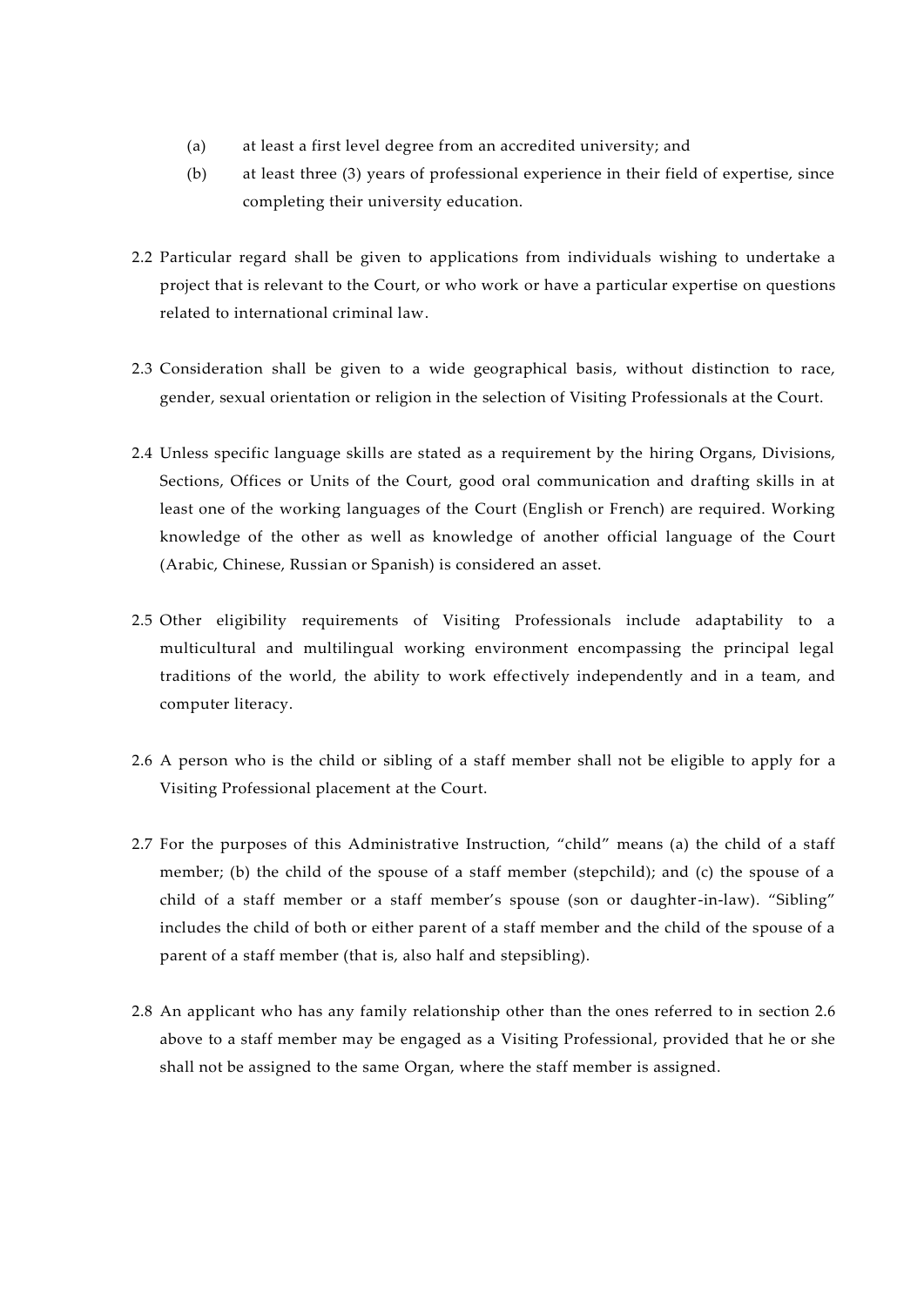(a) at least a first level degree from an accredited university; and

(b) at least three (3) years of professional experience in their field of expertise, since completing their university education.

2.2 Particular regard shall be given to applications from individuals wishing to undertake a project that is relevant to the Court, or who work or have a particular expertise on questions related to international criminal law.

2.3 Consideration shall be given to a wide geographical basis, without distinction to race, gender, sexual orientation or religion in the selection of Visiting Professionals at the Court.

2.4 Unless specific language skills are stated as a requirement by the hiring Organs, Divisions, Sections, Offices or Units of the Court, good oral communication and drafting skills in at least one of the working languages of the Court (English or French) are required. Working knowledge of the other as well as knowledge of another official language of the Court (Arabic, Chinese, Russian or Spanish) is considered an asset.

2.5 Other eligibility requirements of Visiting Professionals include adaptability to a multicultural and multilingual working environment encompassing the principal legal traditions of the world, the ability to work effectively independently and in a team, and computer literacy.

2.6 A person who is the child or sibling of a staff member shall not be eligible to apply for a Visiting Professional placement at the Court.

2.7 For the purposes of this Administrative Instruction, "child" means (a) the child of a staff member; (b) the child of the spouse of a staff member (stepchild); and (c) the spouse of a child of a staff member or a staff member's spouse (son or daughter-in-law). "Sibling" includes the child of both or either parent of a staff member and the child of the spouse of a parent of a staff member (that is, also half and stepsibling).

2.8 An applicant who has any family relationship other than the ones referred to in section 2.6 above to a staff member may be engaged as a Visiting Professional, provided that he or she shall not be assigned to the same Organ, where the staff member is assigned.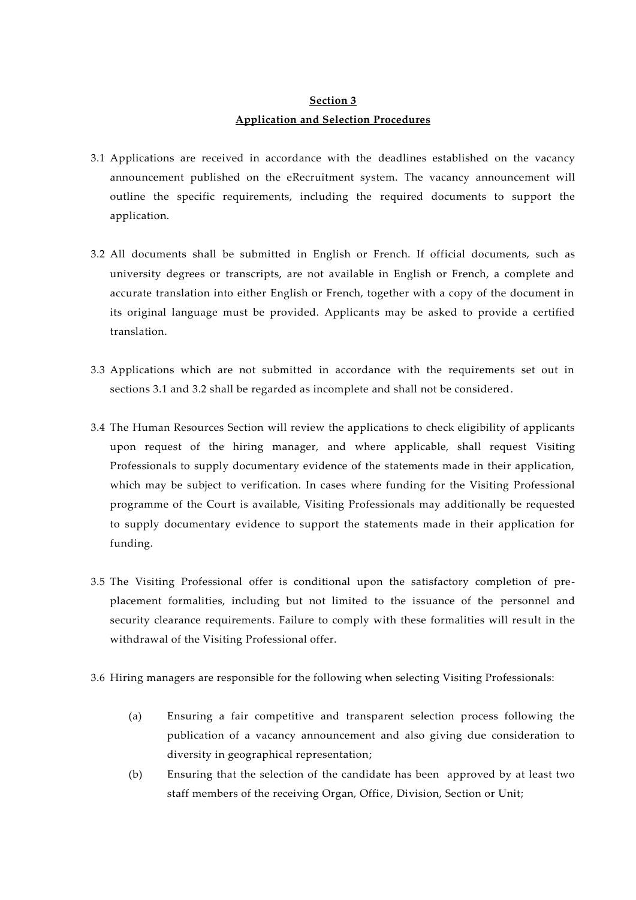**Section 3**

**Application and Selection Procedures**

3.1 Applications are received in accordance with the deadlines established on the vacancy announcement published on the eRecruitment system. The vacancy announcement will outline the specific requirements, including the required documents to support the application.

3.2 All documents shall be submitted in English or French. If official documents, such as university degrees or transcripts, are not available in English or French, a complete and accurate translation into either English or French, together with a copy of the document in its original language must be provided. Applicants may be asked to provide a certified translation.

3.3 Applications which are not submitted in accordance with the requirements set out in sections 3.1 and 3.2 shall be regarded as incomplete and shall not be considered.

3.4 The Human Resources Section will review the applications to check eligibility of applicants upon request of the hiring manager, and where applicable, shall request Visiting Professionals to supply documentary evidence of the statements made in their application, which may be subject to verification. In cases where funding for the Visiting Professional programme of the Court is available, Visiting Professionals may additionally be requested to supply documentary evidence to support the statements made in their application for funding.

3.5 The Visiting Professional offer is conditional upon the satisfactory completion of pre-placement formalities, including but not limited to the issuance of the personnel and security clearance requirements. Failure to comply with these formalities will result in the withdrawal of the Visiting Professional offer.

3.6 Hiring managers are responsible for the following when selecting Visiting Professionals:

(a) Ensuring a fair competitive and transparent selection process following the publication of a vacancy announcement and also giving due consideration to diversity in geographical representation;

(b) Ensuring that the selection of the candidate has been approved by at least two staff members of the receiving Organ, Office, Division, Section or Unit;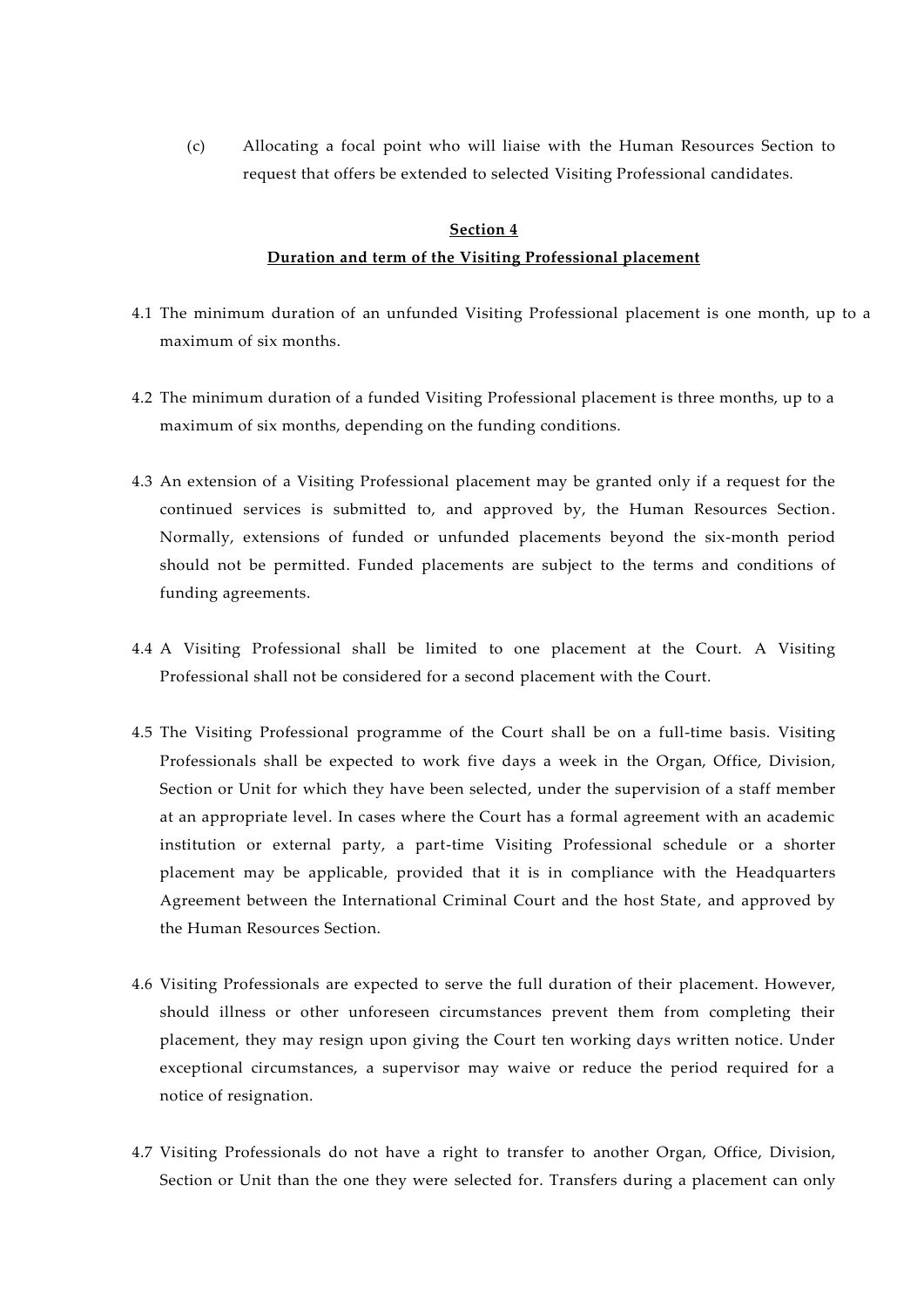(c) Allocating a focal point who will liaise with the Human Resources Section to request that offers be extended to selected Visiting Professional candidates.

## Section 4
## Duration and term of the Visiting Professional placement

4.1 The minimum duration of an unfunded Visiting Professional placement is one month, up to a maximum of six months.

4.2 The minimum duration of a funded Visiting Professional placement is three months, up to a maximum of six months, depending on the funding conditions.

4.3 An extension of a Visiting Professional placement may be granted only if a request for the continued services is submitted to, and approved by, the Human Resources Section. Normally, extensions of funded or unfunded placements beyond the six-month period should not be permitted. Funded placements are subject to the terms and conditions of funding agreements.

4.4 A Visiting Professional shall be limited to one placement at the Court. A Visiting Professional shall not be considered for a second placement with the Court.

4.5 The Visiting Professional programme of the Court shall be on a full-time basis. Visiting Professionals shall be expected to work five days a week in the Organ, Office, Division, Section or Unit for which they have been selected, under the supervision of a staff member at an appropriate level. In cases where the Court has a formal agreement with an academic institution or external party, a part-time Visiting Professional schedule or a shorter placement may be applicable, provided that it is in compliance with the Headquarters Agreement between the International Criminal Court and the host State, and approved by the Human Resources Section.

4.6 Visiting Professionals are expected to serve the full duration of their placement. However, should illness or other unforeseen circumstances prevent them from completing their placement, they may resign upon giving the Court ten working days written notice. Under exceptional circumstances, a supervisor may waive or reduce the period required for a notice of resignation.

4.7 Visiting Professionals do not have a right to transfer to another Organ, Office, Division, Section or Unit than the one they were selected for. Transfers during a placement can only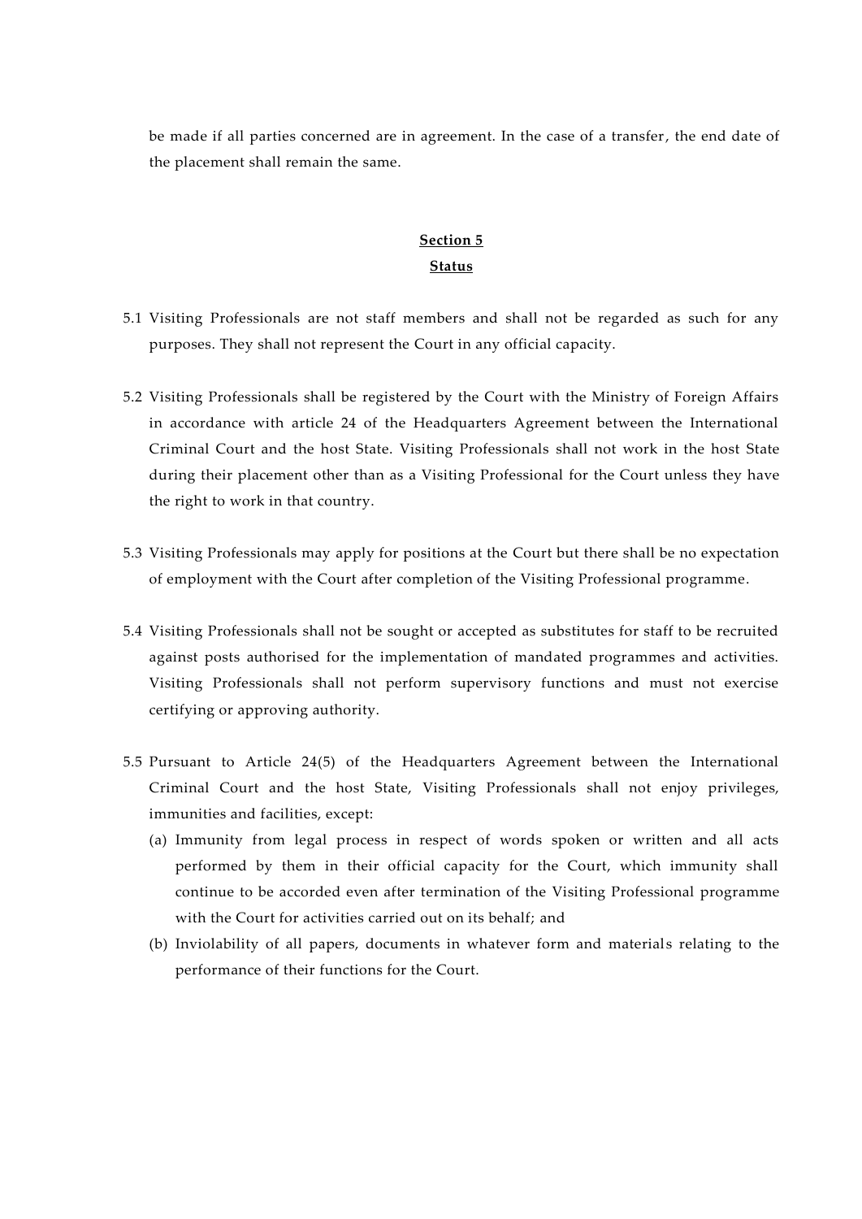be made if all parties concerned are in agreement. In the case of a transfer, the end date of the placement shall remain the same.

## **Section 5**
## **Status**

5.1 Visiting Professionals are not staff members and shall not be regarded as such for any purposes. They shall not represent the Court in any official capacity.

5.2 Visiting Professionals shall be registered by the Court with the Ministry of Foreign Affairs in accordance with article 24 of the Headquarters Agreement between the International Criminal Court and the host State. Visiting Professionals shall not work in the host State during their placement other than as a Visiting Professional for the Court unless they have the right to work in that country.

5.3 Visiting Professionals may apply for positions at the Court but there shall be no expectation of employment with the Court after completion of the Visiting Professional programme.

5.4 Visiting Professionals shall not be sought or accepted as substitutes for staff to be recruited against posts authorised for the implementation of mandated programmes and activities. Visiting Professionals shall not perform supervisory functions and must not exercise certifying or approving authority.

5.5 Pursuant to Article 24(5) of the Headquarters Agreement between the International Criminal Court and the host State, Visiting Professionals shall not enjoy privileges, immunities and facilities, except:

   (a) Immunity from legal process in respect of words spoken or written and all acts performed by them in their official capacity for the Court, which immunity shall continue to be accorded even after termination of the Visiting Professional programme with the Court for activities carried out on its behalf; and

   (b) Inviolability of all papers, documents in whatever form and materials relating to the performance of their functions for the Court.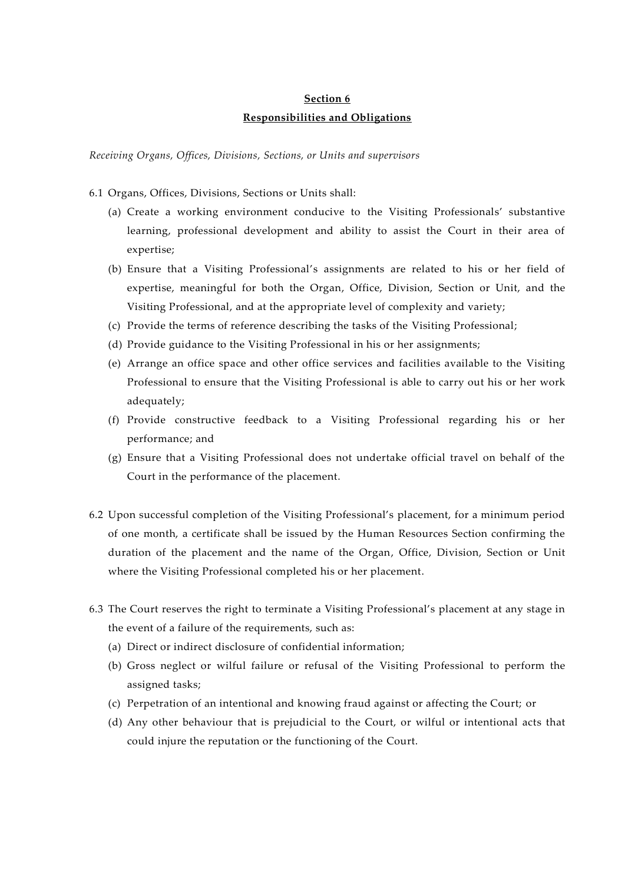## Section 6

## Responsibilities and Obligations

*Receiving Organs, Offices, Divisions, Sections, or Units and supervisors*

6.1 Organs, Offices, Divisions, Sections or Units shall:

(a) Create a working environment conducive to the Visiting Professionals' substantive learning, professional development and ability to assist the Court in their area of expertise;

(b) Ensure that a Visiting Professional's assignments are related to his or her field of expertise, meaningful for both the Organ, Office, Division, Section or Unit, and the Visiting Professional, and at the appropriate level of complexity and variety;

(c) Provide the terms of reference describing the tasks of the Visiting Professional;

(d) Provide guidance to the Visiting Professional in his or her assignments;

(e) Arrange an office space and other office services and facilities available to the Visiting Professional to ensure that the Visiting Professional is able to carry out his or her work adequately;

(f) Provide constructive feedback to a Visiting Professional regarding his or her performance; and

(g) Ensure that a Visiting Professional does not undertake official travel on behalf of the Court in the performance of the placement.

6.2 Upon successful completion of the Visiting Professional's placement, for a minimum period of one month, a certificate shall be issued by the Human Resources Section confirming the duration of the placement and the name of the Organ, Office, Division, Section or Unit where the Visiting Professional completed his or her placement.

6.3 The Court reserves the right to terminate a Visiting Professional's placement at any stage in the event of a failure of the requirements, such as:

(a) Direct or indirect disclosure of confidential information;

(b) Gross neglect or wilful failure or refusal of the Visiting Professional to perform the assigned tasks;

(c) Perpetration of an intentional and knowing fraud against or affecting the Court; or

(d) Any other behaviour that is prejudicial to the Court, or wilful or intentional acts that could injure the reputation or the functioning of the Court.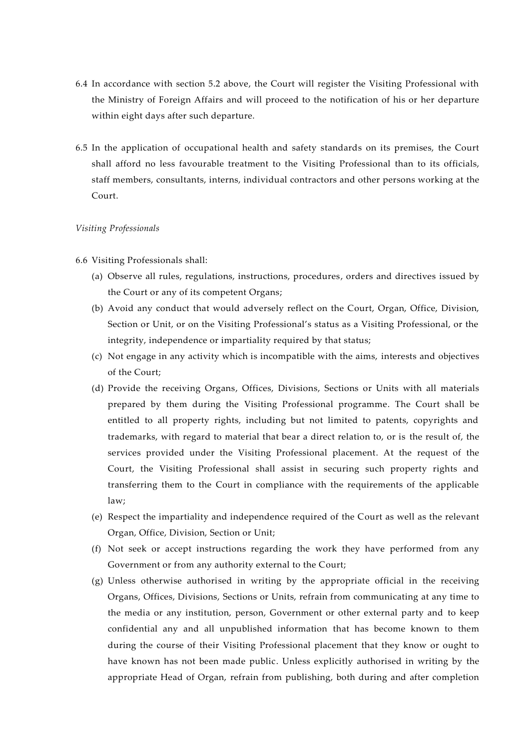6.4 In accordance with section 5.2 above, the Court will register the Visiting Professional with the Ministry of Foreign Affairs and will proceed to the notification of his or her departure within eight days after such departure.

6.5 In the application of occupational health and safety standards on its premises, the Court shall afford no less favourable treatment to the Visiting Professional than to its officials, staff members, consultants, interns, individual contractors and other persons working at the Court.

*Visiting Professionals*

6.6 Visiting Professionals shall:

(a) Observe all rules, regulations, instructions, procedures, orders and directives issued by the Court or any of its competent Organs;

(b) Avoid any conduct that would adversely reflect on the Court, Organ, Office, Division, Section or Unit, or on the Visiting Professional's status as a Visiting Professional, or the integrity, independence or impartiality required by that status;

(c) Not engage in any activity which is incompatible with the aims, interests and objectives of the Court;

(d) Provide the receiving Organs, Offices, Divisions, Sections or Units with all materials prepared by them during the Visiting Professional programme. The Court shall be entitled to all property rights, including but not limited to patents, copyrights and trademarks, with regard to material that bear a direct relation to, or is the result of, the services provided under the Visiting Professional placement. At the request of the Court, the Visiting Professional shall assist in securing such property rights and transferring them to the Court in compliance with the requirements of the applicable law;

(e) Respect the impartiality and independence required of the Court as well as the relevant Organ, Office, Division, Section or Unit;

(f) Not seek or accept instructions regarding the work they have performed from any Government or from any authority external to the Court;

(g) Unless otherwise authorised in writing by the appropriate official in the receiving Organs, Offices, Divisions, Sections or Units, refrain from communicating at any time to the media or any institution, person, Government or other external party and to keep confidential any and all unpublished information that has become known to them during the course of their Visiting Professional placement that they know or ought to have known has not been made public. Unless explicitly authorised in writing by the appropriate Head of Organ, refrain from publishing, both during and after completion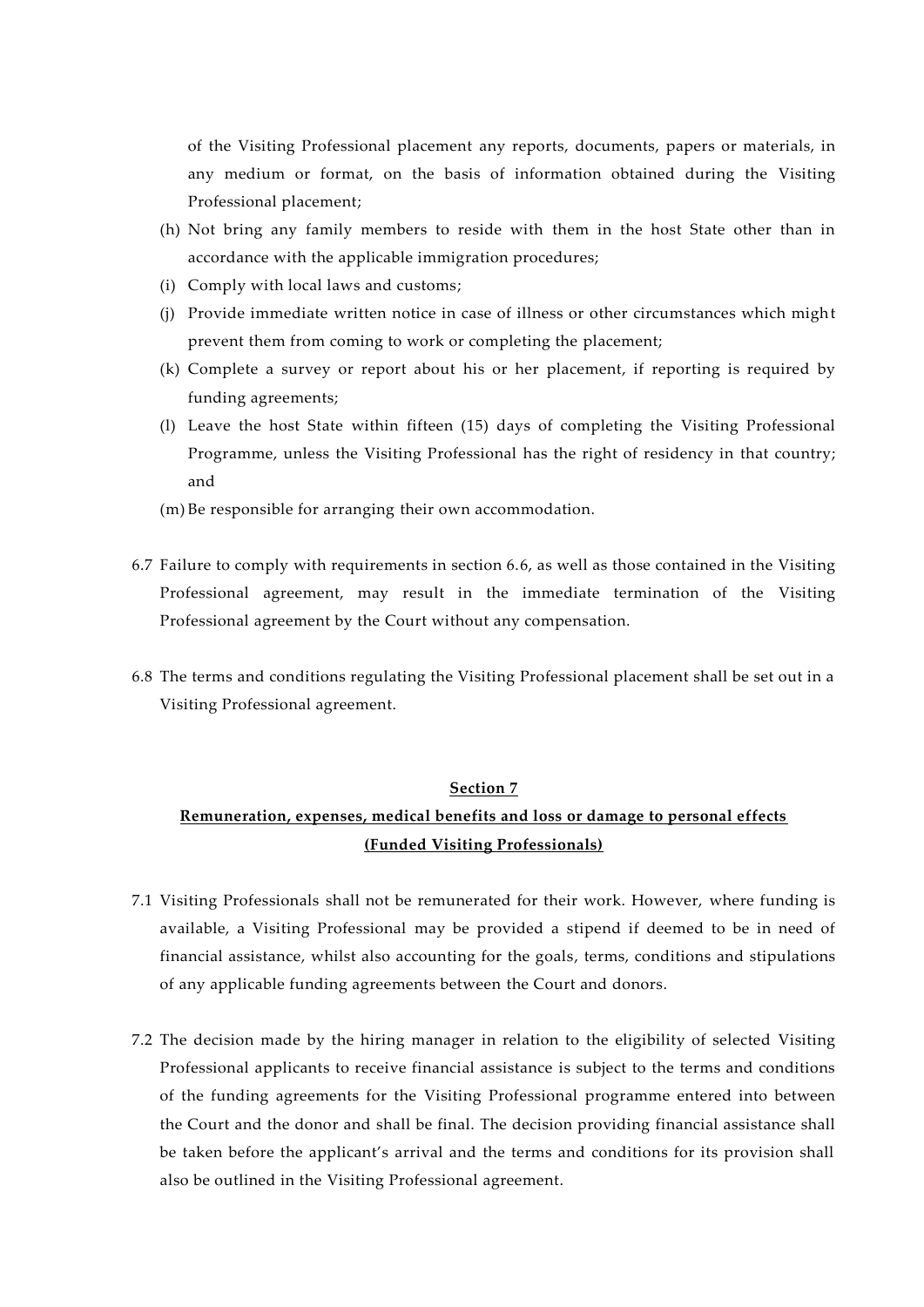of the Visiting Professional placement any reports, documents, papers or materials, in any medium or format, on the basis of information obtained during the Visiting Professional placement;

(h) Not bring any family members to reside with them in the host State other than in accordance with the applicable immigration procedures;

(i) Comply with local laws and customs;

(j) Provide immediate written notice in case of illness or other circumstances which might prevent them from coming to work or completing the placement;

(k) Complete a survey or report about his or her placement, if reporting is required by funding agreements;

(l) Leave the host State within fifteen (15) days of completing the Visiting Professional Programme, unless the Visiting Professional has the right of residency in that country; and

(m) Be responsible for arranging their own accommodation.

6.7 Failure to comply with requirements in section 6.6, as well as those contained in the Visiting Professional agreement, may result in the immediate termination of the Visiting Professional agreement by the Court without any compensation.

6.8 The terms and conditions regulating the Visiting Professional placement shall be set out in a Visiting Professional agreement.

## Section 7

## Remuneration, expenses, medical benefits and loss or damage to personal effects (Funded Visiting Professionals)

7.1 Visiting Professionals shall not be remunerated for their work. However, where funding is available, a Visiting Professional may be provided a stipend if deemed to be in need of financial assistance, whilst also accounting for the goals, terms, conditions and stipulations of any applicable funding agreements between the Court and donors.

7.2 The decision made by the hiring manager in relation to the eligibility of selected Visiting Professional applicants to receive financial assistance is subject to the terms and conditions of the funding agreements for the Visiting Professional programme entered into between the Court and the donor and shall be final. The decision providing financial assistance shall be taken before the applicant's arrival and the terms and conditions for its provision shall also be outlined in the Visiting Professional agreement.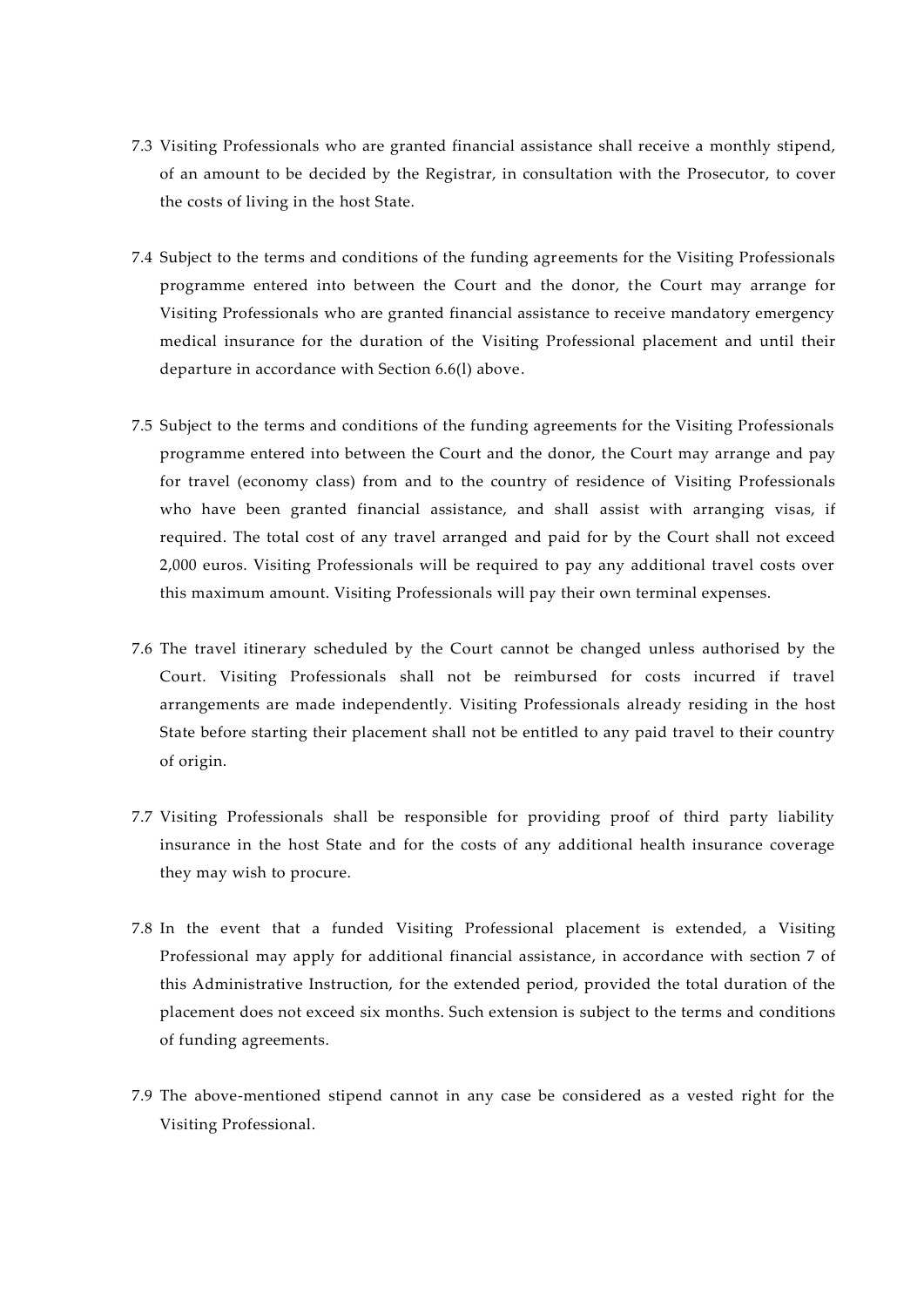7.3 Visiting Professionals who are granted financial assistance shall receive a monthly stipend, of an amount to be decided by the Registrar, in consultation with the Prosecutor, to cover the costs of living in the host State.

7.4 Subject to the terms and conditions of the funding agreements for the Visiting Professionals programme entered into between the Court and the donor, the Court may arrange for Visiting Professionals who are granted financial assistance to receive mandatory emergency medical insurance for the duration of the Visiting Professional placement and until their departure in accordance with Section 6.6(l) above.

7.5 Subject to the terms and conditions of the funding agreements for the Visiting Professionals programme entered into between the Court and the donor, the Court may arrange and pay for travel (economy class) from and to the country of residence of Visiting Professionals who have been granted financial assistance, and shall assist with arranging visas, if required. The total cost of any travel arranged and paid for by the Court shall not exceed 2,000 euros. Visiting Professionals will be required to pay any additional travel costs over this maximum amount. Visiting Professionals will pay their own terminal expenses.

7.6 The travel itinerary scheduled by the Court cannot be changed unless authorised by the Court. Visiting Professionals shall not be reimbursed for costs incurred if travel arrangements are made independently. Visiting Professionals already residing in the host State before starting their placement shall not be entitled to any paid travel to their country of origin.

7.7 Visiting Professionals shall be responsible for providing proof of third party liability insurance in the host State and for the costs of any additional health insurance coverage they may wish to procure.

7.8 In the event that a funded Visiting Professional placement is extended, a Visiting Professional may apply for additional financial assistance, in accordance with section 7 of this Administrative Instruction, for the extended period, provided the total duration of the placement does not exceed six months. Such extension is subject to the terms and conditions of funding agreements.

7.9 The above-mentioned stipend cannot in any case be considered as a vested right for the Visiting Professional.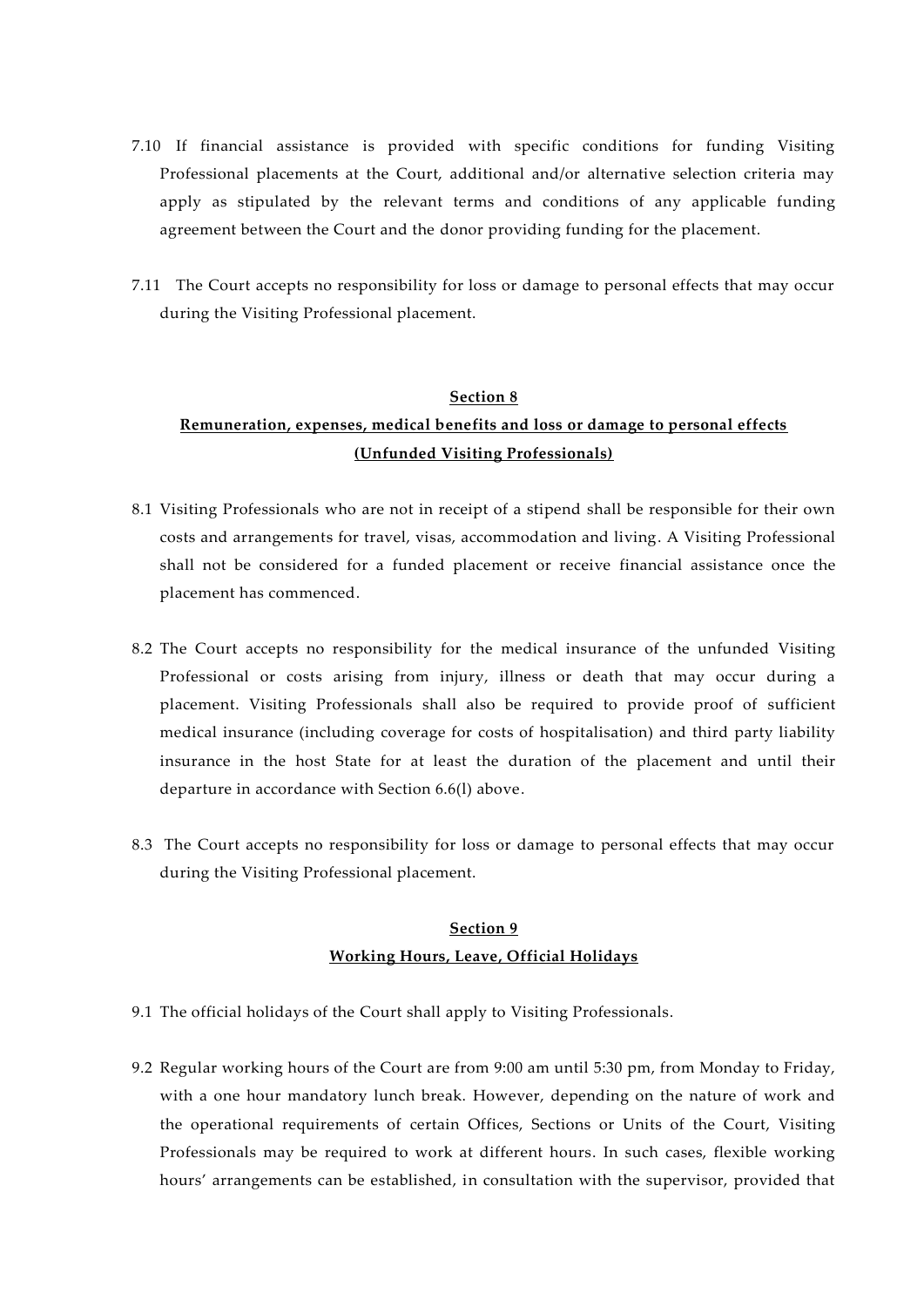7.10 If financial assistance is provided with specific conditions for funding Visiting Professional placements at the Court, additional and/or alternative selection criteria may apply as stipulated by the relevant terms and conditions of any applicable funding agreement between the Court and the donor providing funding for the placement.

7.11 The Court accepts no responsibility for loss or damage to personal effects that may occur during the Visiting Professional placement.

## Section 8

## Remuneration, expenses, medical benefits and loss or damage to personal effects (Unfunded Visiting Professionals)

8.1 Visiting Professionals who are not in receipt of a stipend shall be responsible for their own costs and arrangements for travel, visas, accommodation and living. A Visiting Professional shall not be considered for a funded placement or receive financial assistance once the placement has commenced.

8.2 The Court accepts no responsibility for the medical insurance of the unfunded Visiting Professional or costs arising from injury, illness or death that may occur during a placement. Visiting Professionals shall also be required to provide proof of sufficient medical insurance (including coverage for costs of hospitalisation) and third party liability insurance in the host State for at least the duration of the placement and until their departure in accordance with Section 6.6(l) above.

8.3 The Court accepts no responsibility for loss or damage to personal effects that may occur during the Visiting Professional placement.

## Section 9

## Working Hours, Leave, Official Holidays

9.1 The official holidays of the Court shall apply to Visiting Professionals.

9.2 Regular working hours of the Court are from 9:00 am until 5:30 pm, from Monday to Friday, with a one hour mandatory lunch break. However, depending on the nature of work and the operational requirements of certain Offices, Sections or Units of the Court, Visiting Professionals may be required to work at different hours. In such cases, flexible working hours' arrangements can be established, in consultation with the supervisor, provided that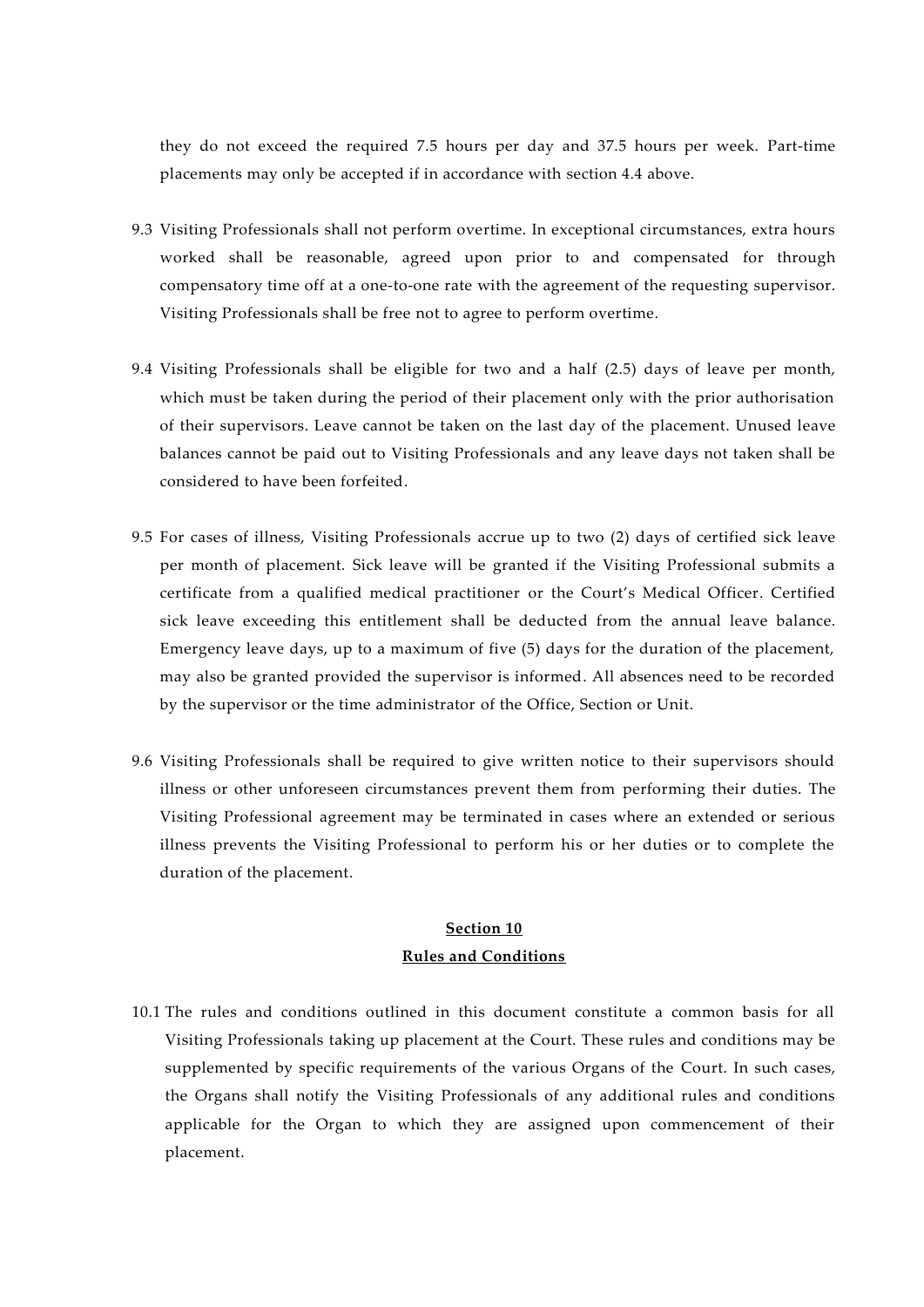they do not exceed the required 7.5 hours per day and 37.5 hours per week. Part-time placements may only be accepted if in accordance with section 4.4 above.

9.3 Visiting Professionals shall not perform overtime. In exceptional circumstances, extra hours worked shall be reasonable, agreed upon prior to and compensated for through compensatory time off at a one-to-one rate with the agreement of the requesting supervisor. Visiting Professionals shall be free not to agree to perform overtime.

9.4 Visiting Professionals shall be eligible for two and a half (2.5) days of leave per month, which must be taken during the period of their placement only with the prior authorisation of their supervisors. Leave cannot be taken on the last day of the placement. Unused leave balances cannot be paid out to Visiting Professionals and any leave days not taken shall be considered to have been forfeited.

9.5 For cases of illness, Visiting Professionals accrue up to two (2) days of certified sick leave per month of placement. Sick leave will be granted if the Visiting Professional submits a certificate from a qualified medical practitioner or the Court's Medical Officer. Certified sick leave exceeding this entitlement shall be deducted from the annual leave balance. Emergency leave days, up to a maximum of five (5) days for the duration of the placement, may also be granted provided the supervisor is informed. All absences need to be recorded by the supervisor or the time administrator of the Office, Section or Unit.

9.6 Visiting Professionals shall be required to give written notice to their supervisors should illness or other unforeseen circumstances prevent them from performing their duties. The Visiting Professional agreement may be terminated in cases where an extended or serious illness prevents the Visiting Professional to perform his or her duties or to complete the duration of the placement.

## Section 10
## Rules and Conditions

10.1 The rules and conditions outlined in this document constitute a common basis for all Visiting Professionals taking up placement at the Court. These rules and conditions may be supplemented by specific requirements of the various Organs of the Court. In such cases, the Organs shall notify the Visiting Professionals of any additional rules and conditions applicable for the Organ to which they are assigned upon commencement of their placement.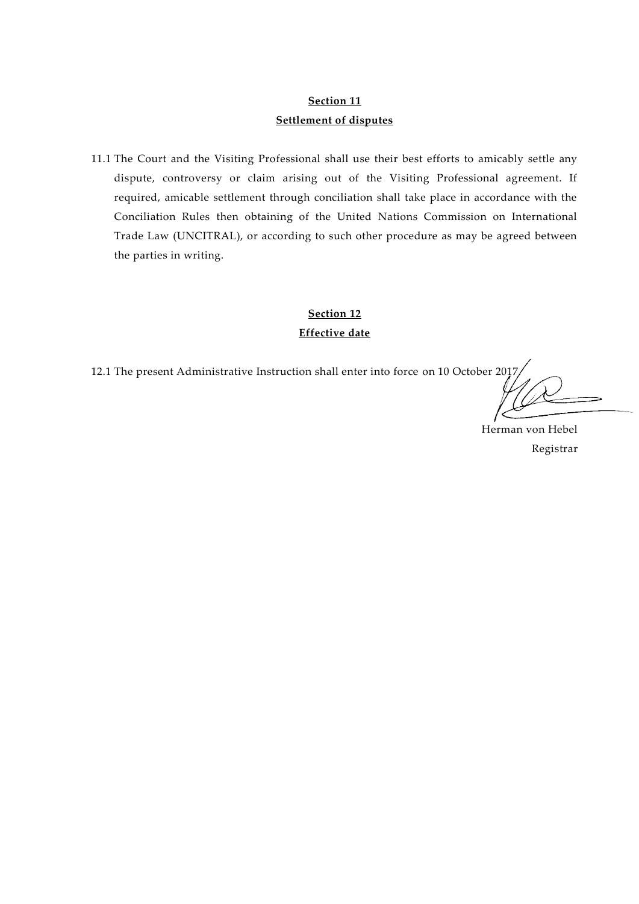## Section 11
## Settlement of disputes

11.1 The Court and the Visiting Professional shall use their best efforts to amicably settle any dispute, controversy or claim arising out of the Visiting Professional agreement. If required, amicable settlement through conciliation shall take place in accordance with the Conciliation Rules then obtaining of the United Nations Commission on International Trade Law (UNCITRAL), or according to such other procedure as may be agreed between the parties in writing.

## Section 12
## Effective date

12.1 The present Administrative Instruction shall enter into force on 10 October 2017

Herman von Hebel
Registrar